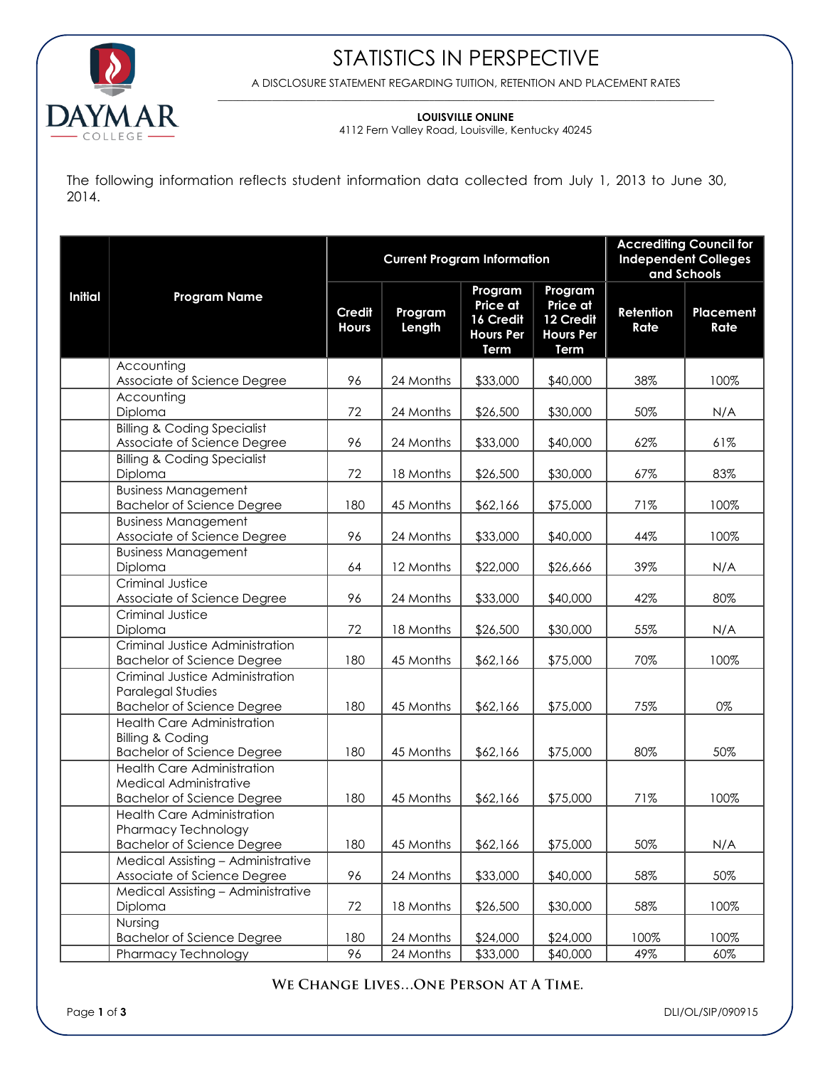# STATISTICS IN PERSPECTIVE

A DISCLOSURE STATEMENT REGARDING TUITION, RETENTION AND PLACEMENT RATES

**LOUISVILLE ONLINE**
4112 Fern Valley Road, Louisville, Kentucky 40245

The following information reflects student information data collected from July 1, 2013 to June 30, 2014.

| Initial | Program Name | Current Program Information | | | | Accrediting Council for Independent Colleges and Schools | |
|---|---|---|---|---|---|---|---|
| | | Credit Hours | Program Length | Program Price at 16 Credit Hours Per Term | Program Price at 12 Credit Hours Per Term | Retention Rate | Placement Rate |
| | Accounting Associate of Science Degree | 96 | 24 Months | $33,000 | $40,000 | 38% | 100% |
| | Accounting Diploma | 72 | 24 Months | $26,500 | $30,000 | 50% | N/A |
| | Billing & Coding Specialist Associate of Science Degree | 96 | 24 Months | $33,000 | $40,000 | 62% | 61% |
| | Billing & Coding Specialist Diploma | 72 | 18 Months | $26,500 | $30,000 | 67% | 83% |
| | Business Management Bachelor of Science Degree | 180 | 45 Months | $62,166 | $75,000 | 71% | 100% |
| | Business Management Associate of Science Degree | 96 | 24 Months | $33,000 | $40,000 | 44% | 100% |
| | Business Management Diploma | 64 | 12 Months | $22,000 | $26,666 | 39% | N/A |
| | Criminal Justice Associate of Science Degree | 96 | 24 Months | $33,000 | $40,000 | 42% | 80% |
| | Criminal Justice Diploma | 72 | 18 Months | $26,500 | $30,000 | 55% | N/A |
| | Criminal Justice Administration Bachelor of Science Degree | 180 | 45 Months | $62,166 | $75,000 | 70% | 100% |
| | Criminal Justice Administration Paralegal Studies Bachelor of Science Degree | 180 | 45 Months | $62,166 | $75,000 | 75% | 0% |
| | Health Care Administration Billing & Coding Bachelor of Science Degree | 180 | 45 Months | $62,166 | $75,000 | 80% | 50% |
| | Health Care Administration Medical Administrative Bachelor of Science Degree | 180 | 45 Months | $62,166 | $75,000 | 71% | 100% |
| | Health Care Administration Pharmacy Technology Bachelor of Science Degree | 180 | 45 Months | $62,166 | $75,000 | 50% | N/A |
| | Medical Assisting – Administrative Associate of Science Degree | 96 | 24 Months | $33,000 | $40,000 | 58% | 50% |
| | Medical Assisting – Administrative Diploma | 72 | 18 Months | $26,500 | $30,000 | 58% | 100% |
| | Nursing Bachelor of Science Degree | 180 | 24 Months | $24,000 | $24,000 | 100% | 100% |
| | Pharmacy Technology | 96 | 24 Months | $33,000 | $40,000 | 49% | 60% |

**WE CHANGE LIVES…ONE PERSON AT A TIME.**

DLI/OL/SIP/090915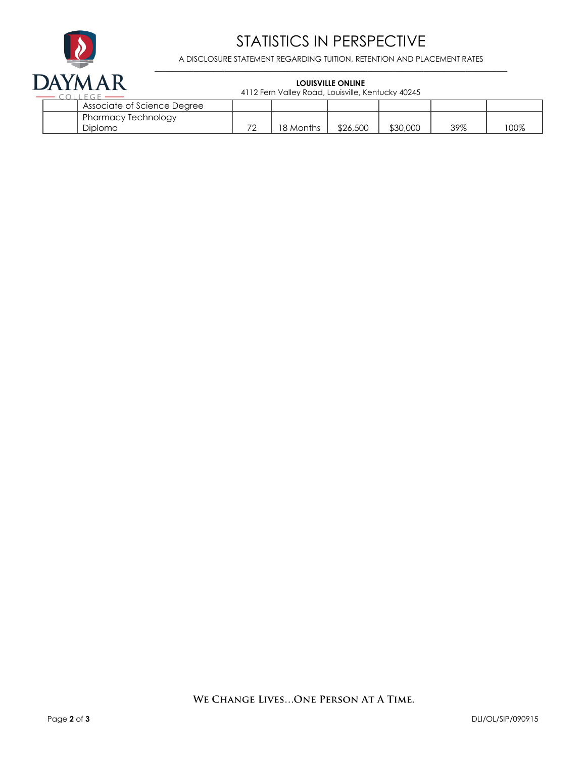# STATISTICS IN PERSPECTIVE

A DISCLOSURE STATEMENT REGARDING TUITION, RETENTION AND PLACEMENT RATES

**LOUISVILLE ONLINE**

4112 Fern Valley Road, Louisville, Kentucky 40245

| | | | | | | | |
|---|---|---|---|---|---|---|---|
| | Associate of Science Degree | | | | | | |
| | Pharmacy Technology Diploma | 72 | 18 Months | $26,500 | $30,000 | 39% | 100% |

**WE CHANGE LIVES…ONE PERSON AT A TIME.**

DLI/OL/SIP/090915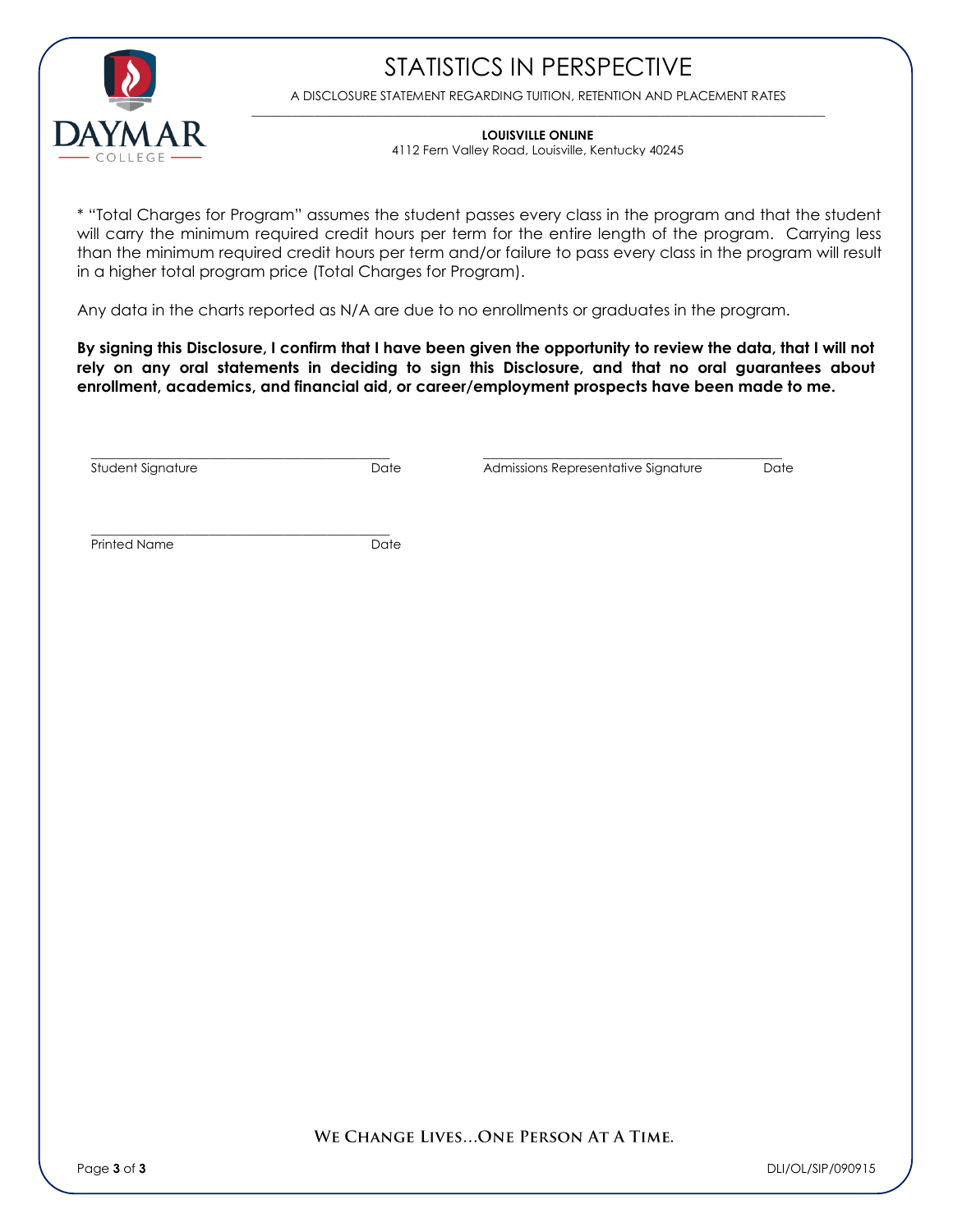# STATISTICS IN PERSPECTIVE

A DISCLOSURE STATEMENT REGARDING TUITION, RETENTION AND PLACEMENT RATES

**LOUISVILLE ONLINE**
4112 Fern Valley Road, Louisville, Kentucky 40245

* "Total Charges for Program" assumes the student passes every class in the program and that the student will carry the minimum required credit hours per term for the entire length of the program. Carrying less than the minimum required credit hours per term and/or failure to pass every class in the program will result in a higher total program price (Total Charges for Program).

Any data in the charts reported as N/A are due to no enrollments or graduates in the program.

**By signing this Disclosure, I confirm that I have been given the opportunity to review the data, that I will not rely on any oral statements in deciding to sign this Disclosure, and that no oral guarantees about enrollment, academics, and financial aid, or career/employment prospects have been made to me.**

_______________________________________ 
Student Signature Date

_______________________________________ 
Admissions Representative Signature Date

_______________________________________ 
Printed Name Date

We Change Lives...One Person At A Time.

DLI/OL/SIP/090915